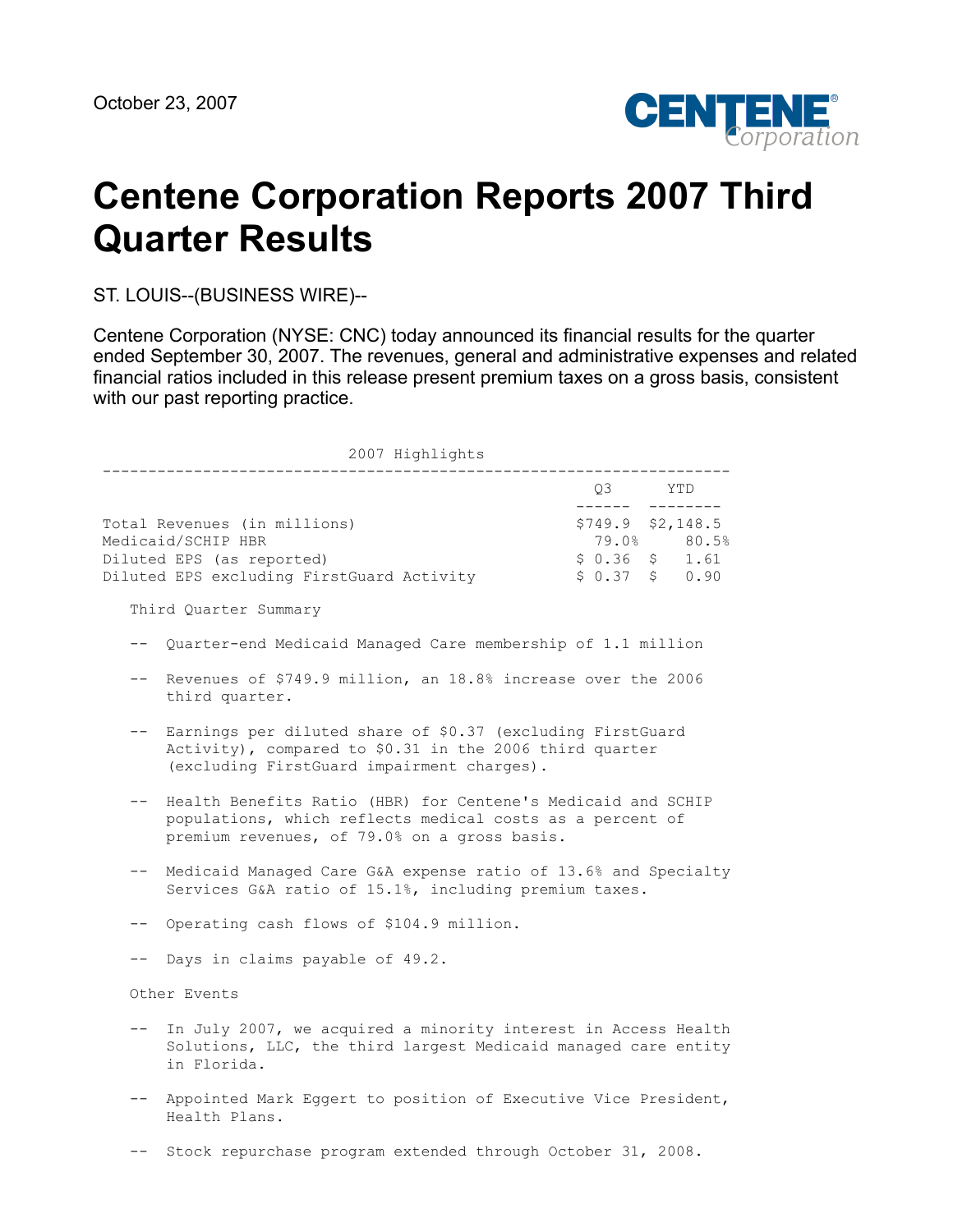October 23, 2007

# Centene Corporation Reports 2007 Third Quarter Results

ST. LOUIS--(BUSINESS WIRE)--

Centene Corporation (NYSE: CNC) today announced its financial results for the quarter ended September 30, 2007. The revenues, general and administrative expenses and related financial ratios included in this release present premium taxes on a gross basis, consistent with our past reporting practice.

**2007 Highlights**

| | Q3 | YTD |
|---|---|---|
| Total Revenues (in millions) | $749.9 | $2,148.5 |
| Medicaid/SCHIP HBR | 79.0% | 80.5% |
| Diluted EPS (as reported) | $ 0.36 | $ 1.61 |
| Diluted EPS excluding FirstGuard Activity | $ 0.37 | $ 0.90 |

Third Quarter Summary

- Quarter-end Medicaid Managed Care membership of 1.1 million
- Revenues of $749.9 million, an 18.8% increase over the 2006 third quarter.
- Earnings per diluted share of $0.37 (excluding FirstGuard Activity), compared to $0.31 in the 2006 third quarter (excluding FirstGuard impairment charges).
- Health Benefits Ratio (HBR) for Centene's Medicaid and SCHIP populations, which reflects medical costs as a percent of premium revenues, of 79.0% on a gross basis.
- Medicaid Managed Care G&A expense ratio of 13.6% and Specialty Services G&A ratio of 15.1%, including premium taxes.
- Operating cash flows of $104.9 million.
- Days in claims payable of 49.2.

Other Events

- In July 2007, we acquired a minority interest in Access Health Solutions, LLC, the third largest Medicaid managed care entity in Florida.
- Appointed Mark Eggert to position of Executive Vice President, Health Plans.
- Stock repurchase program extended through October 31, 2008.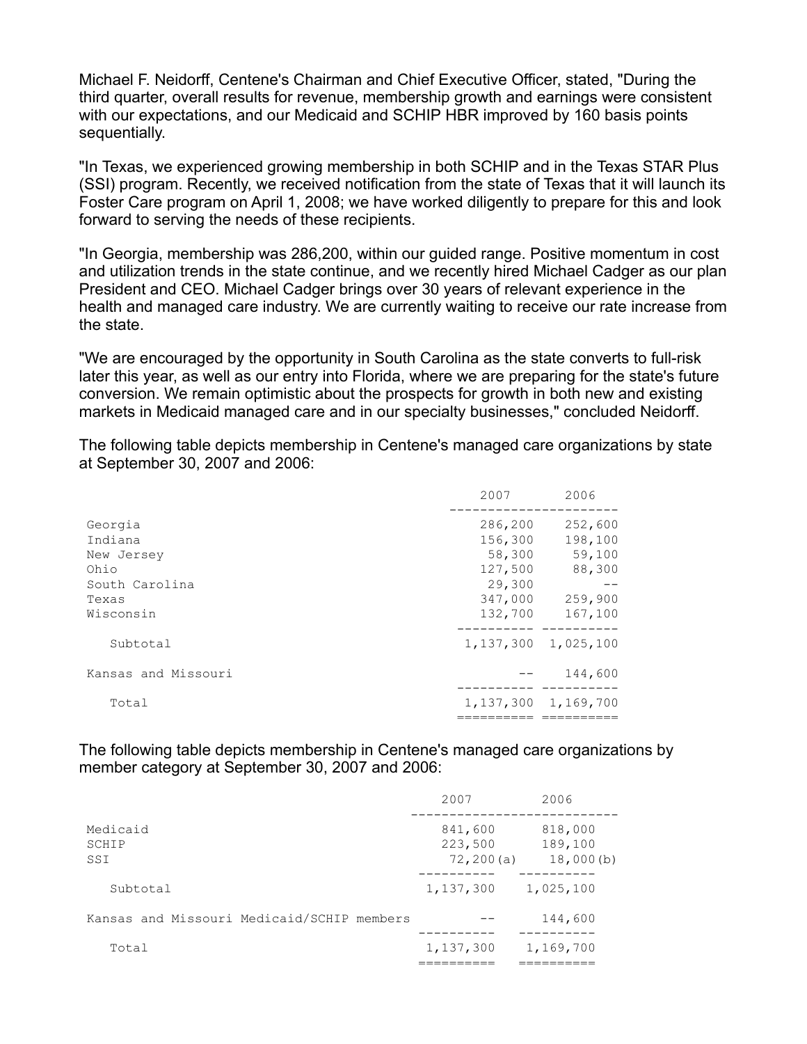Michael F. Neidorff, Centene's Chairman and Chief Executive Officer, stated, "During the third quarter, overall results for revenue, membership growth and earnings were consistent with our expectations, and our Medicaid and SCHIP HBR improved by 160 basis points sequentially.

"In Texas, we experienced growing membership in both SCHIP and in the Texas STAR Plus (SSI) program. Recently, we received notification from the state of Texas that it will launch its Foster Care program on April 1, 2008; we have worked diligently to prepare for this and look forward to serving the needs of these recipients.

"In Georgia, membership was 286,200, within our guided range. Positive momentum in cost and utilization trends in the state continue, and we recently hired Michael Cadger as our plan President and CEO. Michael Cadger brings over 30 years of relevant experience in the health and managed care industry. We are currently waiting to receive our rate increase from the state.

"We are encouraged by the opportunity in South Carolina as the state converts to full-risk later this year, as well as our entry into Florida, where we are preparing for the state's future conversion. We remain optimistic about the prospects for growth in both new and existing markets in Medicaid managed care and in our specialty businesses," concluded Neidorff.

The following table depicts membership in Centene's managed care organizations by state at September 30, 2007 and 2006:

| | 2007 | 2006 |
|---|---|---|
| Georgia | 286,200 | 252,600 |
| Indiana | 156,300 | 198,100 |
| New Jersey | 58,300 | 59,100 |
| Ohio | 127,500 | 88,300 |
| South Carolina | 29,300 | -- |
| Texas | 347,000 | 259,900 |
| Wisconsin | 132,700 | 167,100 |
| Subtotal | 1,137,300 | 1,025,100 |
| Kansas and Missouri | -- | 144,600 |
| Total | 1,137,300 | 1,169,700 |

The following table depicts membership in Centene's managed care organizations by member category at September 30, 2007 and 2006:

| | 2007 | 2006 |
|---|---|---|
| Medicaid | 841,600 | 818,000 |
| SCHIP | 223,500 | 189,100 |
| SSI | 72,200(a) | 18,000(b) |
| Subtotal | 1,137,300 | 1,025,100 |
| Kansas and Missouri Medicaid/SCHIP members | -- | 144,600 |
| Total | 1,137,300 | 1,169,700 |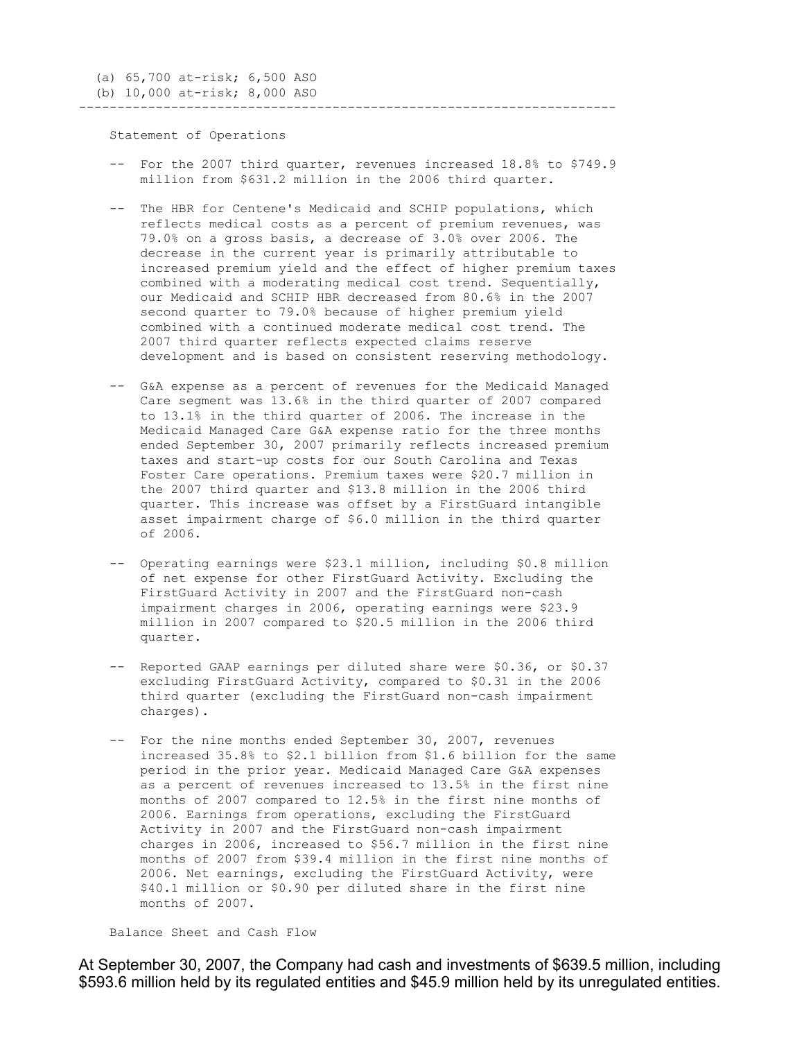(a) 65,700 at-risk; 6,500 ASO
(b) 10,000 at-risk; 8,000 ASO

---

Statement of Operations

- For the 2007 third quarter, revenues increased 18.8% to $749.9 million from $631.2 million in the 2006 third quarter.

- The HBR for Centene's Medicaid and SCHIP populations, which reflects medical costs as a percent of premium revenues, was 79.0% on a gross basis, a decrease of 3.0% over 2006. The decrease in the current year is primarily attributable to increased premium yield and the effect of higher premium taxes combined with a moderating medical cost trend. Sequentially, our Medicaid and SCHIP HBR decreased from 80.6% in the 2007 second quarter to 79.0% because of higher premium yield combined with a continued moderate medical cost trend. The 2007 third quarter reflects expected claims reserve development and is based on consistent reserving methodology.

- G&A expense as a percent of revenues for the Medicaid Managed Care segment was 13.6% in the third quarter of 2007 compared to 13.1% in the third quarter of 2006. The increase in the Medicaid Managed Care G&A expense ratio for the three months ended September 30, 2007 primarily reflects increased premium taxes and start-up costs for our South Carolina and Texas Foster Care operations. Premium taxes were $20.7 million in the 2007 third quarter and $13.8 million in the 2006 third quarter. This increase was offset by a FirstGuard intangible asset impairment charge of $6.0 million in the third quarter of 2006.

- Operating earnings were $23.1 million, including $0.8 million of net expense for other FirstGuard Activity. Excluding the FirstGuard Activity in 2007 and the FirstGuard non-cash impairment charges in 2006, operating earnings were $23.9 million in 2007 compared to $20.5 million in the 2006 third quarter.

- Reported GAAP earnings per diluted share were $0.36, or $0.37 excluding FirstGuard Activity, compared to $0.31 in the 2006 third quarter (excluding the FirstGuard non-cash impairment charges).

- For the nine months ended September 30, 2007, revenues increased 35.8% to $2.1 billion from $1.6 billion for the same period in the prior year. Medicaid Managed Care G&A expenses as a percent of revenues increased to 13.5% in the first nine months of 2007 compared to 12.5% in the first nine months of 2006. Earnings from operations, excluding the FirstGuard Activity in 2007 and the FirstGuard non-cash impairment charges in 2006, increased to $56.7 million in the first nine months of 2007 from $39.4 million in the first nine months of 2006. Net earnings, excluding the FirstGuard Activity, were $40.1 million or $0.90 per diluted share in the first nine months of 2007.

Balance Sheet and Cash Flow

At September 30, 2007, the Company had cash and investments of $639.5 million, including $593.6 million held by its regulated entities and $45.9 million held by its unregulated entities.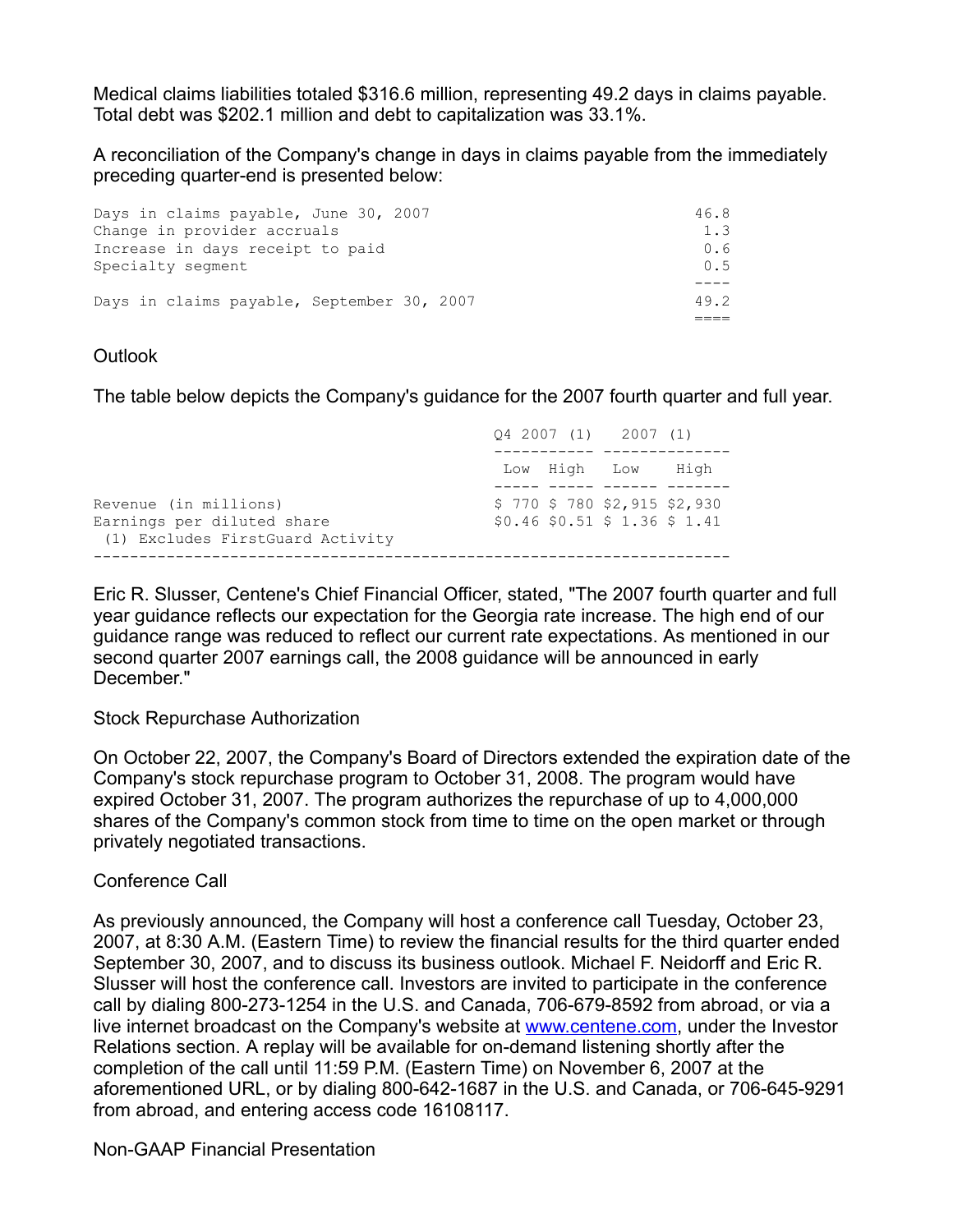Medical claims liabilities totaled $316.6 million, representing 49.2 days in claims payable. Total debt was $202.1 million and debt to capitalization was 33.1%.

A reconciliation of the Company's change in days in claims payable from the immediately preceding quarter-end is presented below:

| | |
|---|---|
| Days in claims payable, June 30, 2007 | 46.8 |
| Change in provider accruals | 1.3 |
| Increase in days receipt to paid | 0.6 |
| Specialty segment | 0.5 |
| Days in claims payable, September 30, 2007 | 49.2 |

Outlook

The table below depicts the Company's guidance for the 2007 fourth quarter and full year.

| | Q4 2007 (1) | | 2007 (1) | |
|---|---|---|---|---|
| | Low | High | Low | High |
| Revenue (in millions) | $ 770 | $ 780 | $2,915 | $2,930 |
| Earnings per diluted share | $0.46 | $0.51 | $ 1.36 | $ 1.41 |

(1) Excludes FirstGuard Activity

Eric R. Slusser, Centene's Chief Financial Officer, stated, "The 2007 fourth quarter and full year guidance reflects our expectation for the Georgia rate increase. The high end of our guidance range was reduced to reflect our current rate expectations. As mentioned in our second quarter 2007 earnings call, the 2008 guidance will be announced in early December."

Stock Repurchase Authorization

On October 22, 2007, the Company's Board of Directors extended the expiration date of the Company's stock repurchase program to October 31, 2008. The program would have expired October 31, 2007. The program authorizes the repurchase of up to 4,000,000 shares of the Company's common stock from time to time on the open market or through privately negotiated transactions.

Conference Call

As previously announced, the Company will host a conference call Tuesday, October 23, 2007, at 8:30 A.M. (Eastern Time) to review the financial results for the third quarter ended September 30, 2007, and to discuss its business outlook. Michael F. Neidorff and Eric R. Slusser will host the conference call. Investors are invited to participate in the conference call by dialing 800-273-1254 in the U.S. and Canada, 706-679-8592 from abroad, or via a live internet broadcast on the Company's website at www.centene.com, under the Investor Relations section. A replay will be available for on-demand listening shortly after the completion of the call until 11:59 P.M. (Eastern Time) on November 6, 2007 at the aforementioned URL, or by dialing 800-642-1687 in the U.S. and Canada, or 706-645-9291 from abroad, and entering access code 16108117.

Non-GAAP Financial Presentation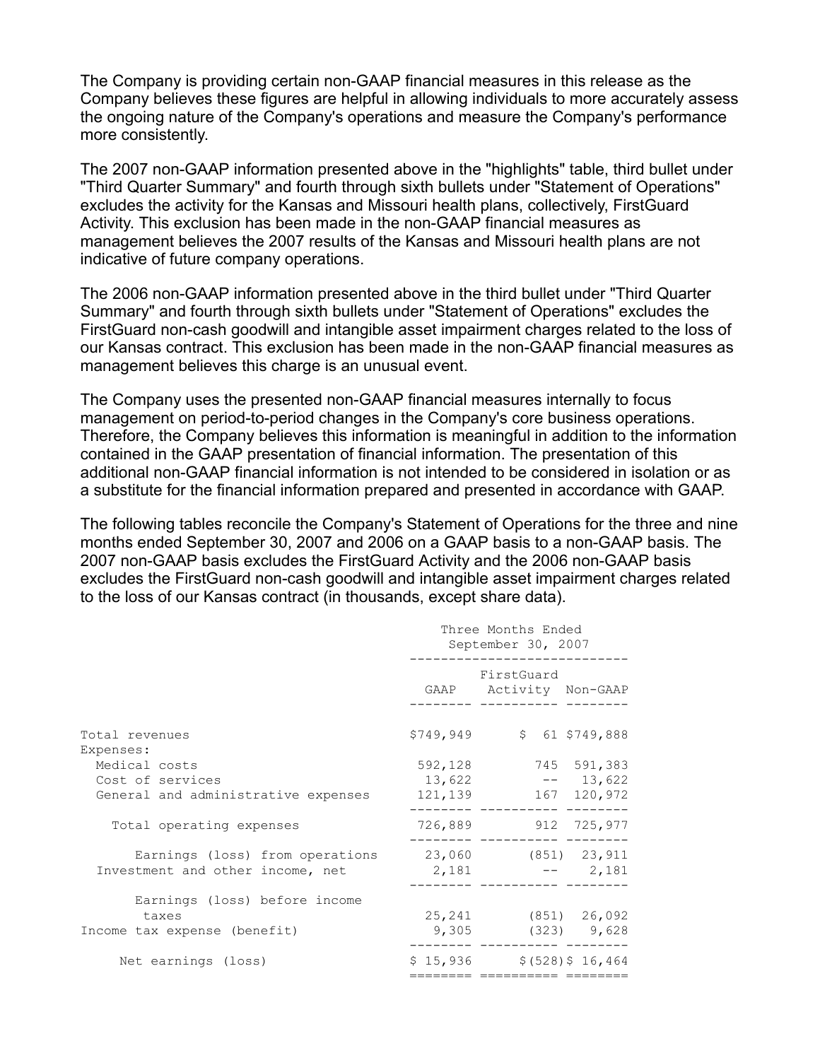The Company is providing certain non-GAAP financial measures in this release as the Company believes these figures are helpful in allowing individuals to more accurately assess the ongoing nature of the Company's operations and measure the Company's performance more consistently.

The 2007 non-GAAP information presented above in the "highlights" table, third bullet under "Third Quarter Summary" and fourth through sixth bullets under "Statement of Operations" excludes the activity for the Kansas and Missouri health plans, collectively, FirstGuard Activity. This exclusion has been made in the non-GAAP financial measures as management believes the 2007 results of the Kansas and Missouri health plans are not indicative of future company operations.

The 2006 non-GAAP information presented above in the third bullet under "Third Quarter Summary" and fourth through sixth bullets under "Statement of Operations" excludes the FirstGuard non-cash goodwill and intangible asset impairment charges related to the loss of our Kansas contract. This exclusion has been made in the non-GAAP financial measures as management believes this charge is an unusual event.

The Company uses the presented non-GAAP financial measures internally to focus management on period-to-period changes in the Company's core business operations. Therefore, the Company believes this information is meaningful in addition to the information contained in the GAAP presentation of financial information. The presentation of this additional non-GAAP financial information is not intended to be considered in isolation or as a substitute for the financial information prepared and presented in accordance with GAAP.

The following tables reconcile the Company's Statement of Operations for the three and nine months ended September 30, 2007 and 2006 on a GAAP basis to a non-GAAP basis. The 2007 non-GAAP basis excludes the FirstGuard Activity and the 2006 non-GAAP basis excludes the FirstGuard non-cash goodwill and intangible asset impairment charges related to the loss of our Kansas contract (in thousands, except share data).

| | Three Months Ended September 30, 2007 | | |
|---|---|---|---|
| | GAAP | FirstGuard Activity | Non-GAAP |
| Total revenues | $749,949 | $ 61 | $749,888 |
| Expenses: | | | |
| Medical costs | 592,128 | 745 | 591,383 |
| Cost of services | 13,622 | -- | 13,622 |
| General and administrative expenses | 121,139 | 167 | 120,972 |
| Total operating expenses | 726,889 | 912 | 725,977 |
| Earnings (loss) from operations | 23,060 | (851) | 23,911 |
| Investment and other income, net | 2,181 | -- | 2,181 |
| Earnings (loss) before income taxes | 25,241 | (851) | 26,092 |
| Income tax expense (benefit) | 9,305 | (323) | 9,628 |
| Net earnings (loss) | $ 15,936 | $(528) | $ 16,464 |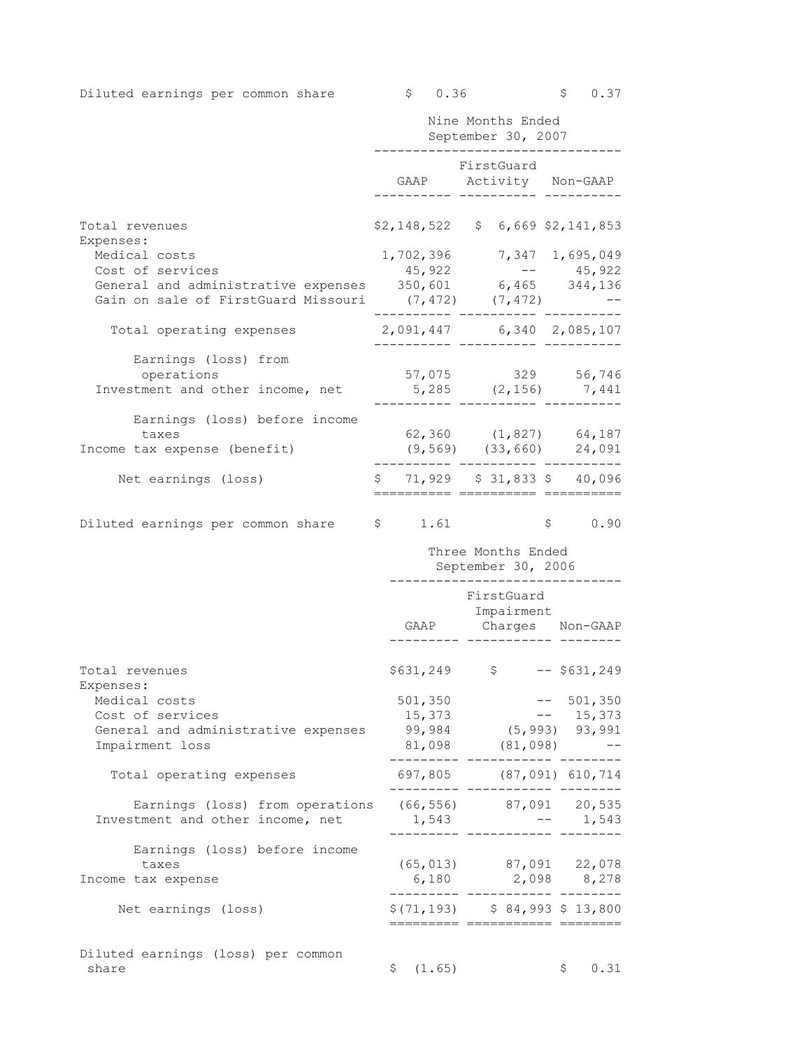| | | |
|---|---|---|
| Diluted earnings per common share | $ 0.36 | $ 0.37 |

| | Nine Months Ended September 30, 2007 | | |
|---|---|---|---|
| | GAAP | FirstGuard Activity | Non-GAAP |
| Total revenues | $2,148,522 | $ 6,669 | $2,141,853 |
| Expenses: | | | |
| Medical costs | 1,702,396 | 7,347 | 1,695,049 |
| Cost of services | 45,922 | -- | 45,922 |
| General and administrative expenses | 350,601 | 6,465 | 344,136 |
| Gain on sale of FirstGuard Missouri | (7,472) | (7,472) | -- |
| Total operating expenses | 2,091,447 | 6,340 | 2,085,107 |
| Earnings (loss) from operations | 57,075 | 329 | 56,746 |
| Investment and other income, net | 5,285 | (2,156) | 7,441 |
| Earnings (loss) before income taxes | 62,360 | (1,827) | 64,187 |
| Income tax expense (benefit) | (9,569) | (33,660) | 24,091 |
| Net earnings (loss) | $ 71,929 | $ 31,833 | $ 40,096 |
| Diluted earnings per common share | $ 1.61 | | $ 0.90 |

| | Three Months Ended September 30, 2006 | | |
|---|---|---|---|
| | GAAP | FirstGuard Impairment Charges | Non-GAAP |
| Total revenues | $631,249 | $ -- | $631,249 |
| Expenses: | | | |
| Medical costs | 501,350 | -- | 501,350 |
| Cost of services | 15,373 | -- | 15,373 |
| General and administrative expenses | 99,984 | (5,993) | 93,991 |
| Impairment loss | 81,098 | (81,098) | -- |
| Total operating expenses | 697,805 | (87,091) | 610,714 |
| Earnings (loss) from operations | (66,556) | 87,091 | 20,535 |
| Investment and other income, net | 1,543 | -- | 1,543 |
| Earnings (loss) before income taxes | (65,013) | 87,091 | 22,078 |
| Income tax expense | 6,180 | 2,098 | 8,278 |
| Net earnings (loss) | $(71,193) | $ 84,993 | $ 13,800 |
| Diluted earnings (loss) per common share | $ (1.65) | | $ 0.31 |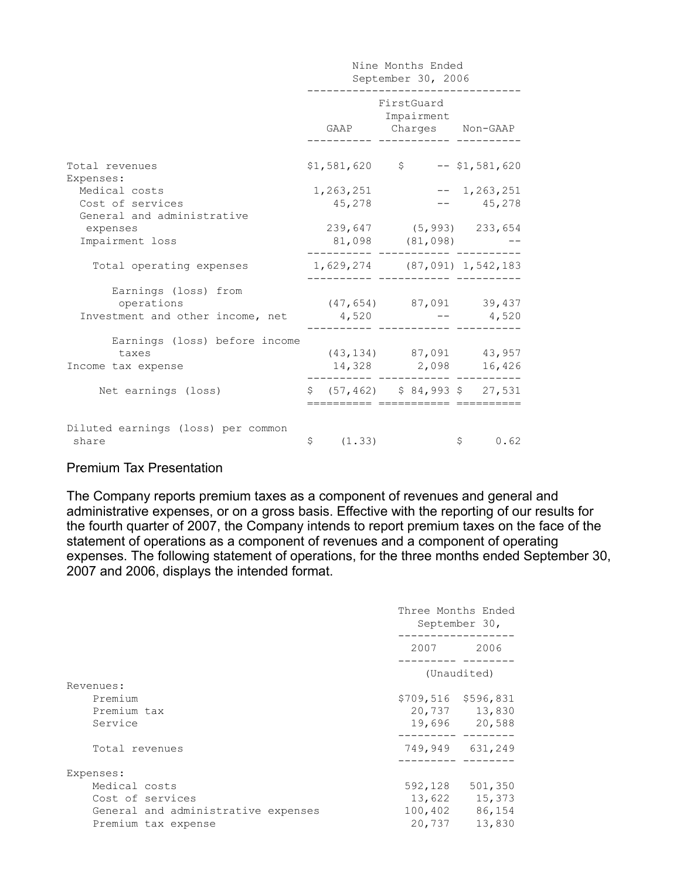| | Nine Months Ended September 30, 2006 | | |
|---|---|---|---|
| | GAAP | FirstGuard Impairment Charges | Non-GAAP |
| Total revenues | $1,581,620 | $ -- | $1,581,620 |
| Expenses: | | | |
| Medical costs | 1,263,251 | -- | 1,263,251 |
| Cost of services | 45,278 | -- | 45,278 |
| General and administrative expenses | 239,647 | (5,993) | 233,654 |
| Impairment loss | 81,098 | (81,098) | -- |
| Total operating expenses | 1,629,274 | (87,091) | 1,542,183 |
| Earnings (loss) from operations | (47,654) | 87,091 | 39,437 |
| Investment and other income, net | 4,520 | -- | 4,520 |
| Earnings (loss) before income taxes | (43,134) | 87,091 | 43,957 |
| Income tax expense | 14,328 | 2,098 | 16,426 |
| Net earnings (loss) | $ (57,462) | $ 84,993 | $ 27,531 |
| Diluted earnings (loss) per common share | $ (1.33) | | $ 0.62 |

Premium Tax Presentation

The Company reports premium taxes as a component of revenues and general and administrative expenses, or on a gross basis. Effective with the reporting of our results for the fourth quarter of 2007, the Company intends to report premium taxes on the face of the statement of operations as a component of revenues and a component of operating expenses. The following statement of operations, for the three months ended September 30, 2007 and 2006, displays the intended format.

| | Three Months Ended September 30, | |
|---|---|---|
| | 2007 | 2006 |
| | (Unaudited) | |
| Revenues: | | |
| Premium | $709,516 | $596,831 |
| Premium tax | 20,737 | 13,830 |
| Service | 19,696 | 20,588 |
| Total revenues | 749,949 | 631,249 |
| Expenses: | | |
| Medical costs | 592,128 | 501,350 |
| Cost of services | 13,622 | 15,373 |
| General and administrative expenses | 100,402 | 86,154 |
| Premium tax expense | 20,737 | 13,830 |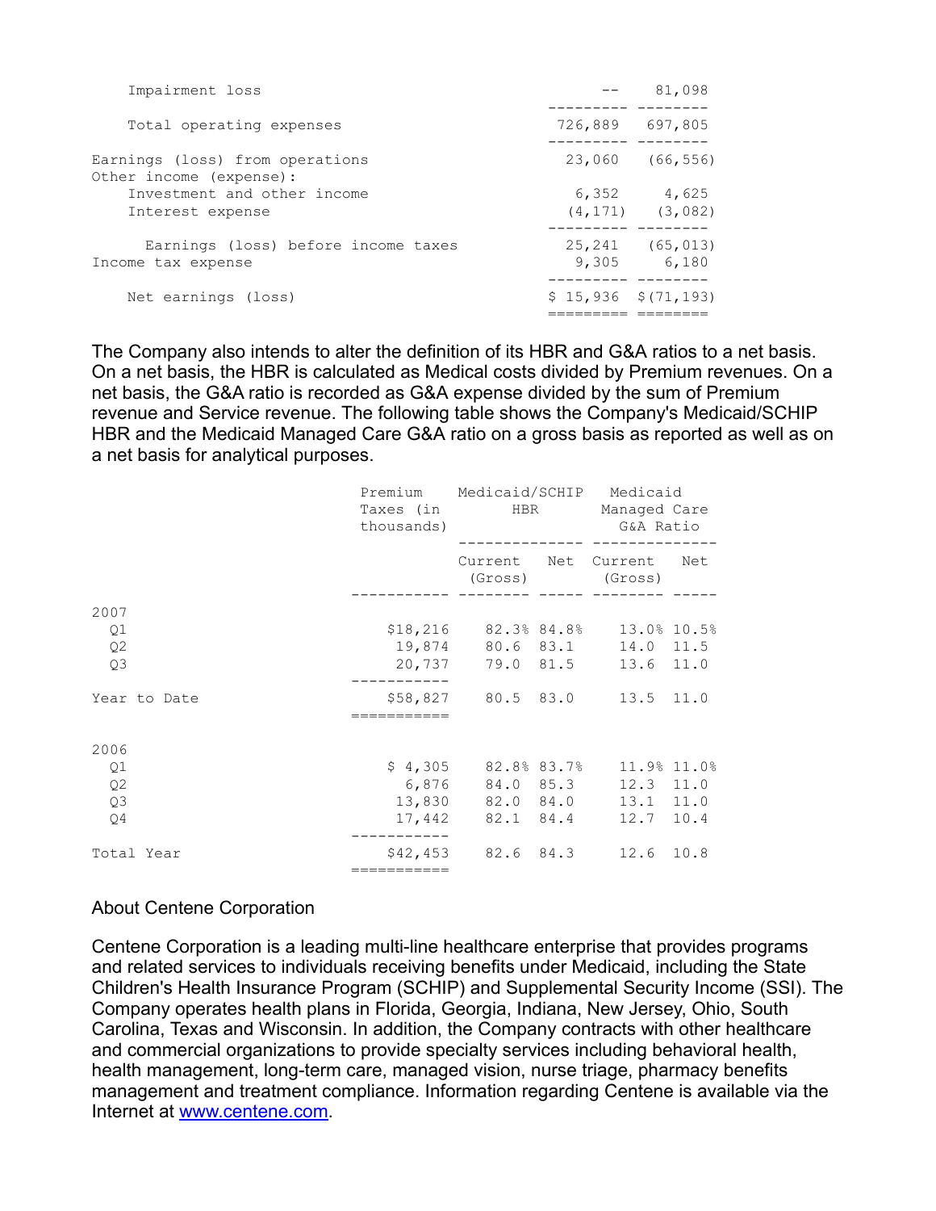| | | |
|---|---|---|
| Impairment loss | -- | 81,098 |
| Total operating expenses | 726,889 | 697,805 |
| Earnings (loss) from operations | 23,060 | (66,556) |
| Other income (expense): | | |
| Investment and other income | 6,352 | 4,625 |
| Interest expense | (4,171) | (3,082) |
| Earnings (loss) before income taxes | 25,241 | (65,013) |
| Income tax expense | 9,305 | 6,180 |
| Net earnings (loss) | $ 15,936 | $(71,193) |

The Company also intends to alter the definition of its HBR and G&A ratios to a net basis. On a net basis, the HBR is calculated as Medical costs divided by Premium revenues. On a net basis, the G&A ratio is recorded as G&A expense divided by the sum of Premium revenue and Service revenue. The following table shows the Company's Medicaid/SCHIP HBR and the Medicaid Managed Care G&A ratio on a gross basis as reported as well as on a net basis for analytical purposes.

| | Premium Taxes (in thousands) | Medicaid/SCHIP HBR | | Medicaid Managed Care G&A Ratio | |
|---|---|---|---|---|---|
| | | Current (Gross) | Net | Current (Gross) | Net |
| **2007** | | | | | |
| Q1 | $18,216 | 82.3% | 84.8% | 13.0% | 10.5% |
| Q2 | 19,874 | 80.6 | 83.1 | 14.0 | 11.5 |
| Q3 | 20,737 | 79.0 | 81.5 | 13.6 | 11.0 |
| Year to Date | $58,827 | 80.5 | 83.0 | 13.5 | 11.0 |
| **2006** | | | | | |
| Q1 | $ 4,305 | 82.8% | 83.7% | 11.9% | 11.0% |
| Q2 | 6,876 | 84.0 | 85.3 | 12.3 | 11.0 |
| Q3 | 13,830 | 82.0 | 84.0 | 13.1 | 11.0 |
| Q4 | 17,442 | 82.1 | 84.4 | 12.7 | 10.4 |
| Total Year | $42,453 | 82.6 | 84.3 | 12.6 | 10.8 |

## About Centene Corporation

Centene Corporation is a leading multi-line healthcare enterprise that provides programs and related services to individuals receiving benefits under Medicaid, including the State Children's Health Insurance Program (SCHIP) and Supplemental Security Income (SSI). The Company operates health plans in Florida, Georgia, Indiana, New Jersey, Ohio, South Carolina, Texas and Wisconsin. In addition, the Company contracts with other healthcare and commercial organizations to provide specialty services including behavioral health, health management, long-term care, managed vision, nurse triage, pharmacy benefits management and treatment compliance. Information regarding Centene is available via the Internet at [www.centene.com](http://www.centene.com).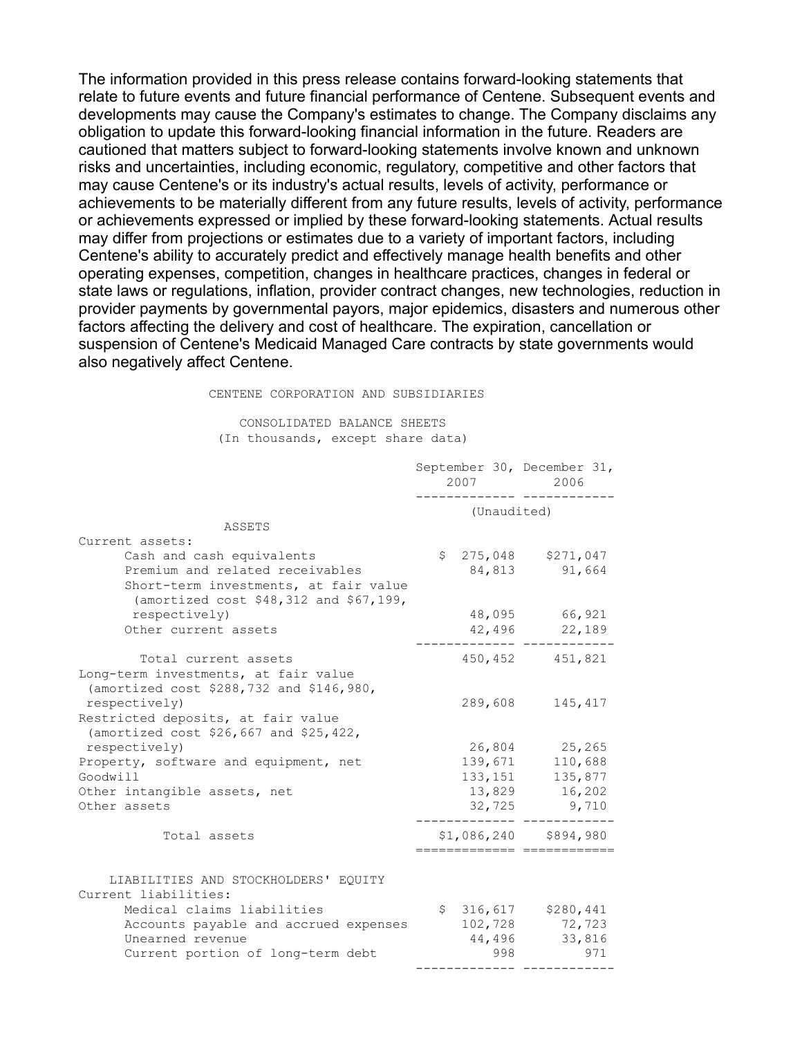The information provided in this press release contains forward-looking statements that relate to future events and future financial performance of Centene. Subsequent events and developments may cause the Company's estimates to change. The Company disclaims any obligation to update this forward-looking financial information in the future. Readers are cautioned that matters subject to forward-looking statements involve known and unknown risks and uncertainties, including economic, regulatory, competitive and other factors that may cause Centene's or its industry's actual results, levels of activity, performance or achievements to be materially different from any future results, levels of activity, performance or achievements expressed or implied by these forward-looking statements. Actual results may differ from projections or estimates due to a variety of important factors, including Centene's ability to accurately predict and effectively manage health benefits and other operating expenses, competition, changes in healthcare practices, changes in federal or state laws or regulations, inflation, provider contract changes, new technologies, reduction in provider payments by governmental payors, major epidemics, disasters and numerous other factors affecting the delivery and cost of healthcare. The expiration, cancellation or suspension of Centene's Medicaid Managed Care contracts by state governments would also negatively affect Centene.

CENTENE CORPORATION AND SUBSIDIARIES

CONSOLIDATED BALANCE SHEETS
(In thousands, except share data)

| | September 30, 2007 | December 31, 2006 |
|---|---|---|
| | (Unaudited) | |
| **ASSETS** | | |
| Current assets: | | |
| Cash and cash equivalents | $ 275,048 | $271,047 |
| Premium and related receivables | 84,813 | 91,664 |
| Short-term investments, at fair value (amortized cost $48,312 and $67,199, respectively) | 48,095 | 66,921 |
| Other current assets | 42,496 | 22,189 |
| Total current assets | 450,452 | 451,821 |
| Long-term investments, at fair value (amortized cost $288,732 and $146,980, respectively) | 289,608 | 145,417 |
| Restricted deposits, at fair value (amortized cost $26,667 and $25,422, respectively) | 26,804 | 25,265 |
| Property, software and equipment, net | 139,671 | 110,688 |
| Goodwill | 133,151 | 135,877 |
| Other intangible assets, net | 13,829 | 16,202 |
| Other assets | 32,725 | 9,710 |
| Total assets | $1,086,240 | $894,980 |
| **LIABILITIES AND STOCKHOLDERS' EQUITY** | | |
| Current liabilities: | | |
| Medical claims liabilities | $ 316,617 | $280,441 |
| Accounts payable and accrued expenses | 102,728 | 72,723 |
| Unearned revenue | 44,496 | 33,816 |
| Current portion of long-term debt | 998 | 971 |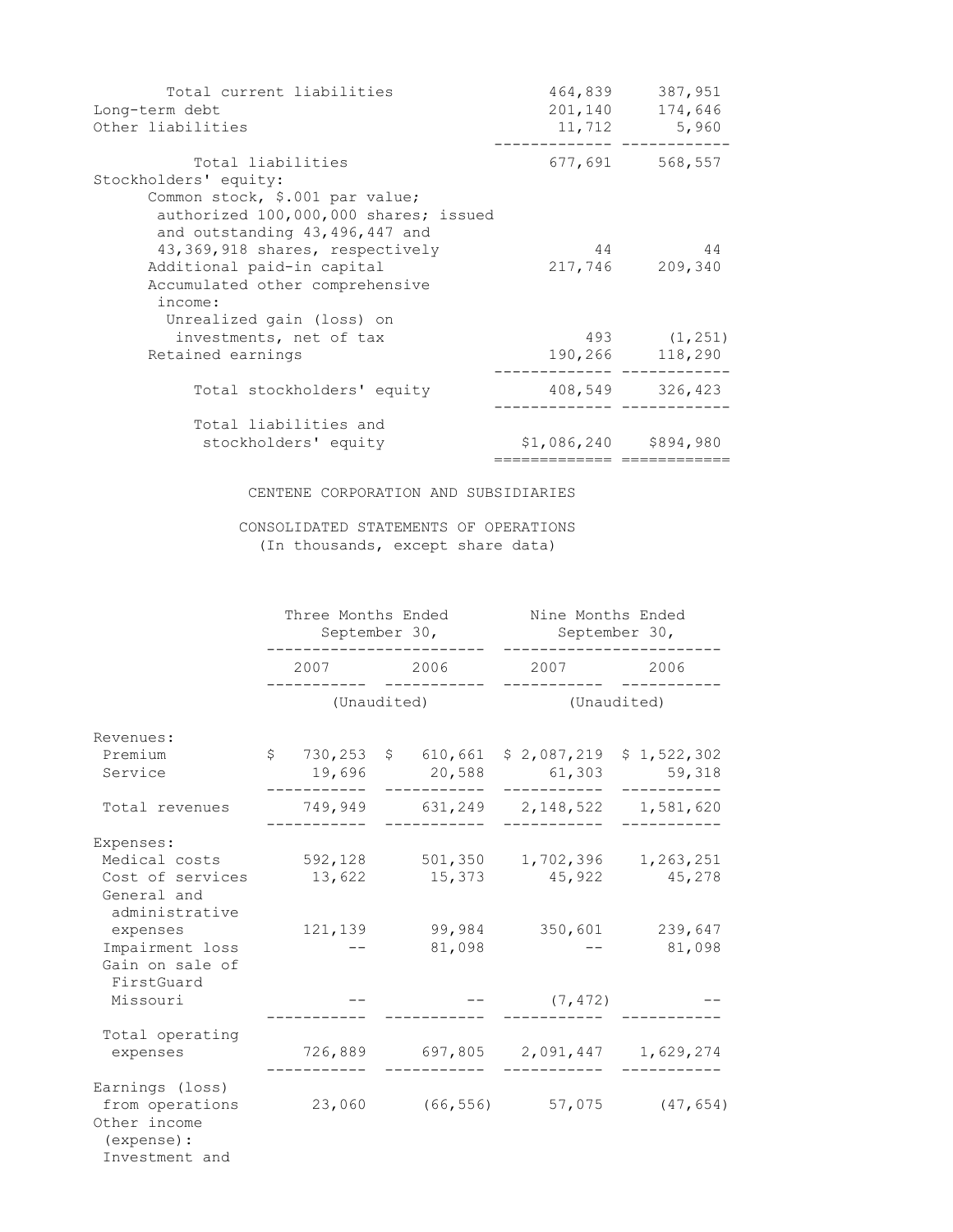| | | |
|---|---|---|
| Total current liabilities | 464,839 | 387,951 |
| Long-term debt | 201,140 | 174,646 |
| Other liabilities | 11,712 | 5,960 |
| Total liabilities | 677,691 | 568,557 |
| Stockholders' equity: | | |
| Common stock, $.001 par value; authorized 100,000,000 shares; issued and outstanding 43,496,447 and 43,369,918 shares, respectively | 44 | 44 |
| Additional paid-in capital | 217,746 | 209,340 |
| Accumulated other comprehensive income: | | |
| Unrealized gain (loss) on investments, net of tax | 493 | (1,251) |
| Retained earnings | 190,266 | 118,290 |
| Total stockholders' equity | 408,549 | 326,423 |
| Total liabilities and stockholders' equity | $1,086,240 | $894,980 |

CENTENE CORPORATION AND SUBSIDIARIES

CONSOLIDATED STATEMENTS OF OPERATIONS
(In thousands, except share data)

| | Three Months Ended September 30, | | Nine Months Ended September 30, | |
|---|---|---|---|---|
| | 2007 | 2006 | 2007 | 2006 |
| | (Unaudited) | | (Unaudited) | |
| Revenues: | | | | |
| Premium | $ 730,253 | $ 610,661 | $ 2,087,219 | $ 1,522,302 |
| Service | 19,696 | 20,588 | 61,303 | 59,318 |
| Total revenues | 749,949 | 631,249 | 2,148,522 | 1,581,620 |
| Expenses: | | | | |
| Medical costs | 592,128 | 501,350 | 1,702,396 | 1,263,251 |
| Cost of services | 13,622 | 15,373 | 45,922 | 45,278 |
| General and administrative expenses | 121,139 | 99,984 | 350,601 | 239,647 |
| Impairment loss | -- | 81,098 | -- | 81,098 |
| Gain on sale of FirstGuard Missouri | -- | -- | (7,472) | -- |
| Total operating expenses | 726,889 | 697,805 | 2,091,447 | 1,629,274 |
| Earnings (loss) from operations | 23,060 | (66,556) | 57,075 | (47,654) |
| Other income (expense): | | | | |
| Investment and | | | | |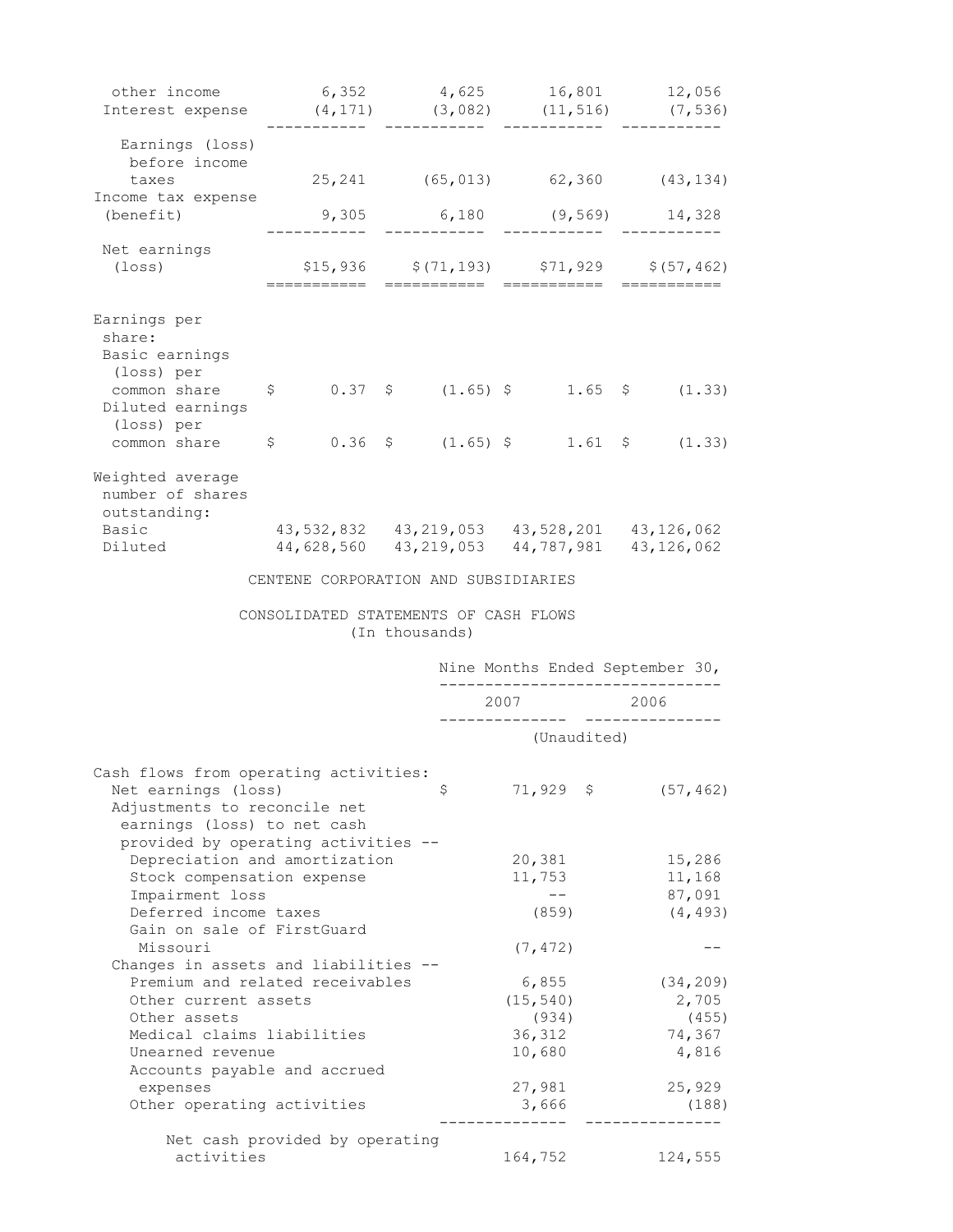| | | | | |
|---|---|---|---|---|
| other income | 6,352 | 4,625 | 16,801 | 12,056 |
| Interest expense | (4,171) | (3,082) | (11,516) | (7,536) |
| Earnings (loss) before income taxes | 25,241 | (65,013) | 62,360 | (43,134) |
| Income tax expense (benefit) | 9,305 | 6,180 | (9,569) | 14,328 |
| Net earnings (loss) | $15,936 | $(71,193) | $71,929 | $(57,462) |
| Earnings per share: | | | | |
| Basic earnings (loss) per common share | $ 0.37 | $ (1.65) | $ 1.65 | $ (1.33) |
| Diluted earnings (loss) per common share | $ 0.36 | $ (1.65) | $ 1.61 | $ (1.33) |
| Weighted average number of shares outstanding: | | | | |
| Basic | 43,532,832 | 43,219,053 | 43,528,201 | 43,126,062 |
| Diluted | 44,628,560 | 43,219,053 | 44,787,981 | 43,126,062 |

CENTENE CORPORATION AND SUBSIDIARIES

CONSOLIDATED STATEMENTS OF CASH FLOWS
(In thousands)

| | Nine Months Ended September 30, | |
|---|---|---|
| | 2007 | 2006 |
| | (Unaudited) | |
| Cash flows from operating activities: | | |
| Net earnings (loss) | $ 71,929 | $ (57,462) |
| Adjustments to reconcile net earnings (loss) to net cash provided by operating activities -- | | |
| Depreciation and amortization | 20,381 | 15,286 |
| Stock compensation expense | 11,753 | 11,168 |
| Impairment loss | -- | 87,091 |
| Deferred income taxes | (859) | (4,493) |
| Gain on sale of FirstGuard Missouri | (7,472) | -- |
| Changes in assets and liabilities -- | | |
| Premium and related receivables | 6,855 | (34,209) |
| Other current assets | (15,540) | 2,705 |
| Other assets | (934) | (455) |
| Medical claims liabilities | 36,312 | 74,367 |
| Unearned revenue | 10,680 | 4,816 |
| Accounts payable and accrued expenses | 27,981 | 25,929 |
| Other operating activities | 3,666 | (188) |
| Net cash provided by operating activities | 164,752 | 124,555 |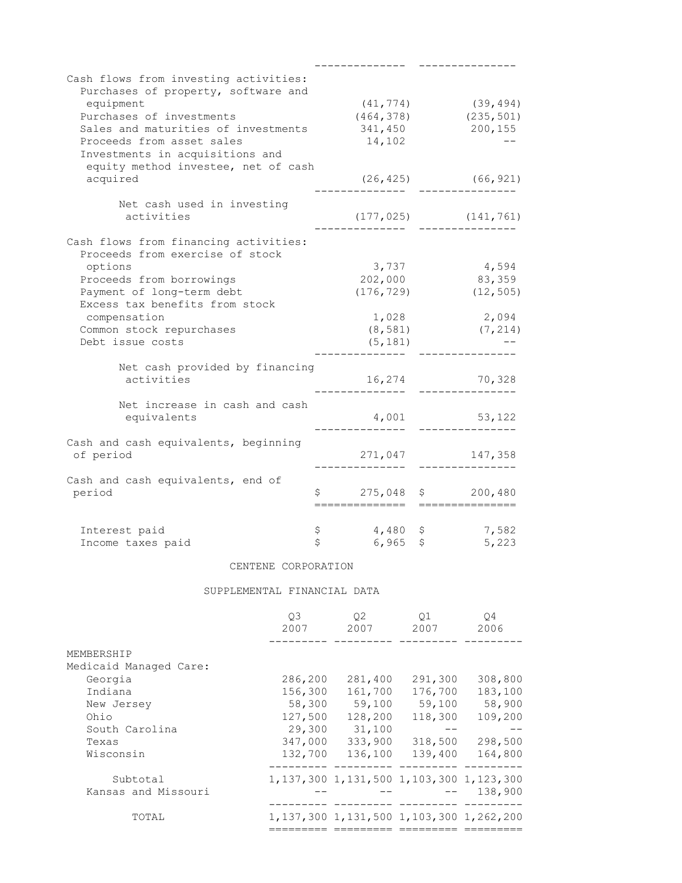| | | |
|---|---|---|
| **Cash flows from investing activities:** | | |
| Purchases of property, software and equipment | (41,774) | (39,494) |
| Purchases of investments | (464,378) | (235,501) |
| Sales and maturities of investments | 341,450 | 200,155 |
| Proceeds from asset sales | 14,102 | -- |
| Investments in acquisitions and equity method investee, net of cash acquired | (26,425) | (66,921) |
| Net cash used in investing activities | (177,025) | (141,761) |
| **Cash flows from financing activities:** | | |
| Proceeds from exercise of stock options | 3,737 | 4,594 |
| Proceeds from borrowings | 202,000 | 83,359 |
| Payment of long-term debt | (176,729) | (12,505) |
| Excess tax benefits from stock compensation | 1,028 | 2,094 |
| Common stock repurchases | (8,581) | (7,214) |
| Debt issue costs | (5,181) | -- |
| Net cash provided by financing activities | 16,274 | 70,328 |
| Net increase in cash and cash equivalents | 4,001 | 53,122 |
| Cash and cash equivalents, beginning of period | 271,047 | 147,358 |
| Cash and cash equivalents, end of period | $ 275,048 | $ 200,480 |
| Interest paid | $ 4,480 | $ 7,582 |
| Income taxes paid | $ 6,965 | $ 5,223 |

CENTENE CORPORATION

SUPPLEMENTAL FINANCIAL DATA

| | Q3 2007 | Q2 2007 | Q1 2007 | Q4 2006 |
|---|---|---|---|---|
| **MEMBERSHIP** | | | | |
| Medicaid Managed Care: | | | | |
| Georgia | 286,200 | 281,400 | 291,300 | 308,800 |
| Indiana | 156,300 | 161,700 | 176,700 | 183,100 |
| New Jersey | 58,300 | 59,100 | 59,100 | 58,900 |
| Ohio | 127,500 | 128,200 | 118,300 | 109,200 |
| South Carolina | 29,300 | 31,100 | -- | -- |
| Texas | 347,000 | 333,900 | 318,500 | 298,500 |
| Wisconsin | 132,700 | 136,100 | 139,400 | 164,800 |
| Subtotal | 1,137,300 | 1,131,500 | 1,103,300 | 1,123,300 |
| Kansas and Missouri | -- | -- | -- | 138,900 |
| TOTAL | 1,137,300 | 1,131,500 | 1,103,300 | 1,262,200 |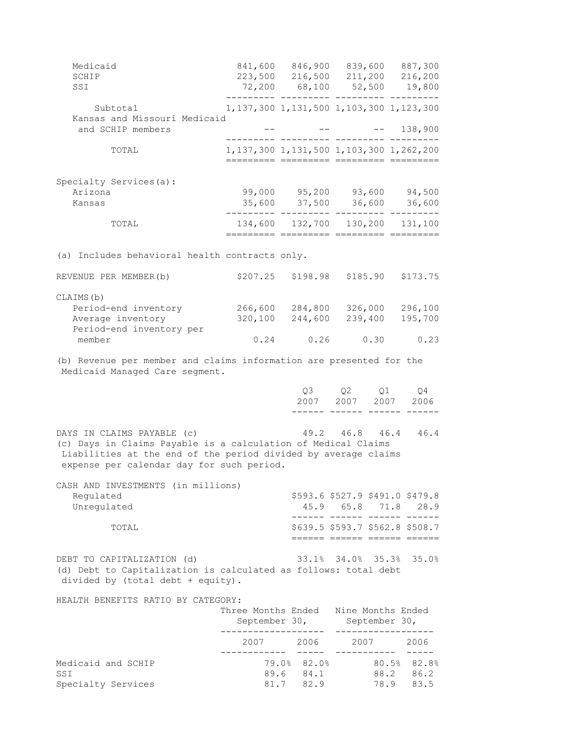| | | | | |
|---|---|---|---|---|
| Medicaid | 841,600 | 846,900 | 839,600 | 887,300 |
| SCHIP | 223,500 | 216,500 | 211,200 | 216,200 |
| SSI | 72,200 | 68,100 | 52,500 | 19,800 |
| Subtotal | 1,137,300 | 1,131,500 | 1,103,300 | 1,123,300 |
| Kansas and Missouri Medicaid and SCHIP members | -- | -- | -- | 138,900 |
| TOTAL | 1,137,300 | 1,131,500 | 1,103,300 | 1,262,200 |
| | | | | |
| Specialty Services(a): | | | | |
| Arizona | 99,000 | 95,200 | 93,600 | 94,500 |
| Kansas | 35,600 | 37,500 | 36,600 | 36,600 |
| TOTAL | 134,600 | 132,700 | 130,200 | 131,100 |

(a) Includes behavioral health contracts only.

| | | | | |
|---|---|---|---|---|
| REVENUE PER MEMBER(b) | $207.25 | $198.98 | $185.90 | $173.75 |
| CLAIMS(b) | | | | |
| Period-end inventory | 266,600 | 284,800 | 326,000 | 296,100 |
| Average inventory | 320,100 | 244,600 | 239,400 | 195,700 |
| Period-end inventory per member | 0.24 | 0.26 | 0.30 | 0.23 |

(b) Revenue per member and claims information are presented for the Medicaid Managed Care segment.

| | Q3 2007 | Q2 2007 | Q1 2007 | Q4 2006 |
|---|---|---|---|---|
| DAYS IN CLAIMS PAYABLE (c) | 49.2 | 46.8 | 46.4 | 46.4 |

(c) Days in Claims Payable is a calculation of Medical Claims Liabilities at the end of the period divided by average claims expense per calendar day for such period.

| CASH AND INVESTMENTS (in millions) | | | | |
|---|---|---|---|---|
| Regulated | $593.6 | $527.9 | $491.0 | $479.8 |
| Unregulated | 45.9 | 65.8 | 71.8 | 28.9 |
| TOTAL | $639.5 | $593.7 | $562.8 | $508.7 |

| | | | | |
|---|---|---|---|---|
| DEBT TO CAPITALIZATION (d) | 33.1% | 34.0% | 35.3% | 35.0% |

(d) Debt to Capitalization is calculated as follows: total debt divided by (total debt + equity).

HEALTH BENEFITS RATIO BY CATEGORY:

| | Three Months Ended September 30, | | Nine Months Ended September 30, | |
|---|---|---|---|---|
| | 2007 | 2006 | 2007 | 2006 |
| Medicaid and SCHIP | 79.0% | 82.0% | 80.5% | 82.8% |
| SSI | 89.6 | 84.1 | 88.2 | 86.2 |
| Specialty Services | 81.7 | 82.9 | 78.9 | 83.5 |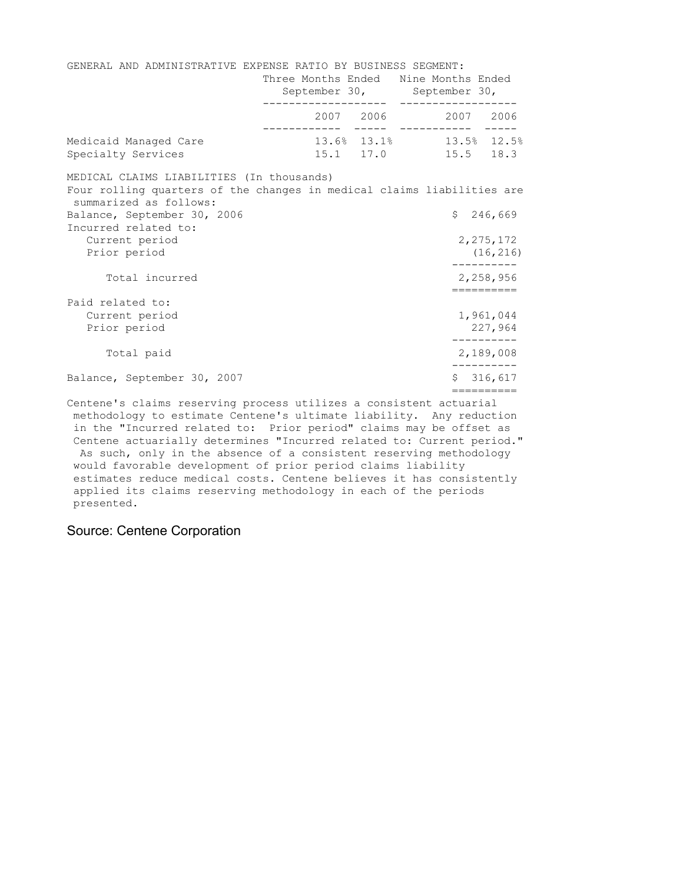GENERAL AND ADMINISTRATIVE EXPENSE RATIO BY BUSINESS SEGMENT:

| | Three Months Ended September 30, | | Nine Months Ended September 30, | |
|---|---|---|---|---|
| | 2007 | 2006 | 2007 | 2006 |
| Medicaid Managed Care | 13.6% | 13.1% | 13.5% | 12.5% |
| Specialty Services | 15.1 | 17.0 | 15.5 | 18.3 |

MEDICAL CLAIMS LIABILITIES (In thousands)

Four rolling quarters of the changes in medical claims liabilities are summarized as follows:

| | |
|---|---|
| Balance, September 30, 2006 | $ 246,669 |
| Incurred related to: | |
| Current period | 2,275,172 |
| Prior period | (16,216) |
| Total incurred | 2,258,956 |
| Paid related to: | |
| Current period | 1,961,044 |
| Prior period | 227,964 |
| Total paid | 2,189,008 |
| Balance, September 30, 2007 | $ 316,617 |

Centene's claims reserving process utilizes a consistent actuarial methodology to estimate Centene's ultimate liability. Any reduction in the "Incurred related to: Prior period" claims may be offset as Centene actuarially determines "Incurred related to: Current period." As such, only in the absence of a consistent reserving methodology would favorable development of prior period claims liability estimates reduce medical costs. Centene believes it has consistently applied its claims reserving methodology in each of the periods presented.

Source: Centene Corporation